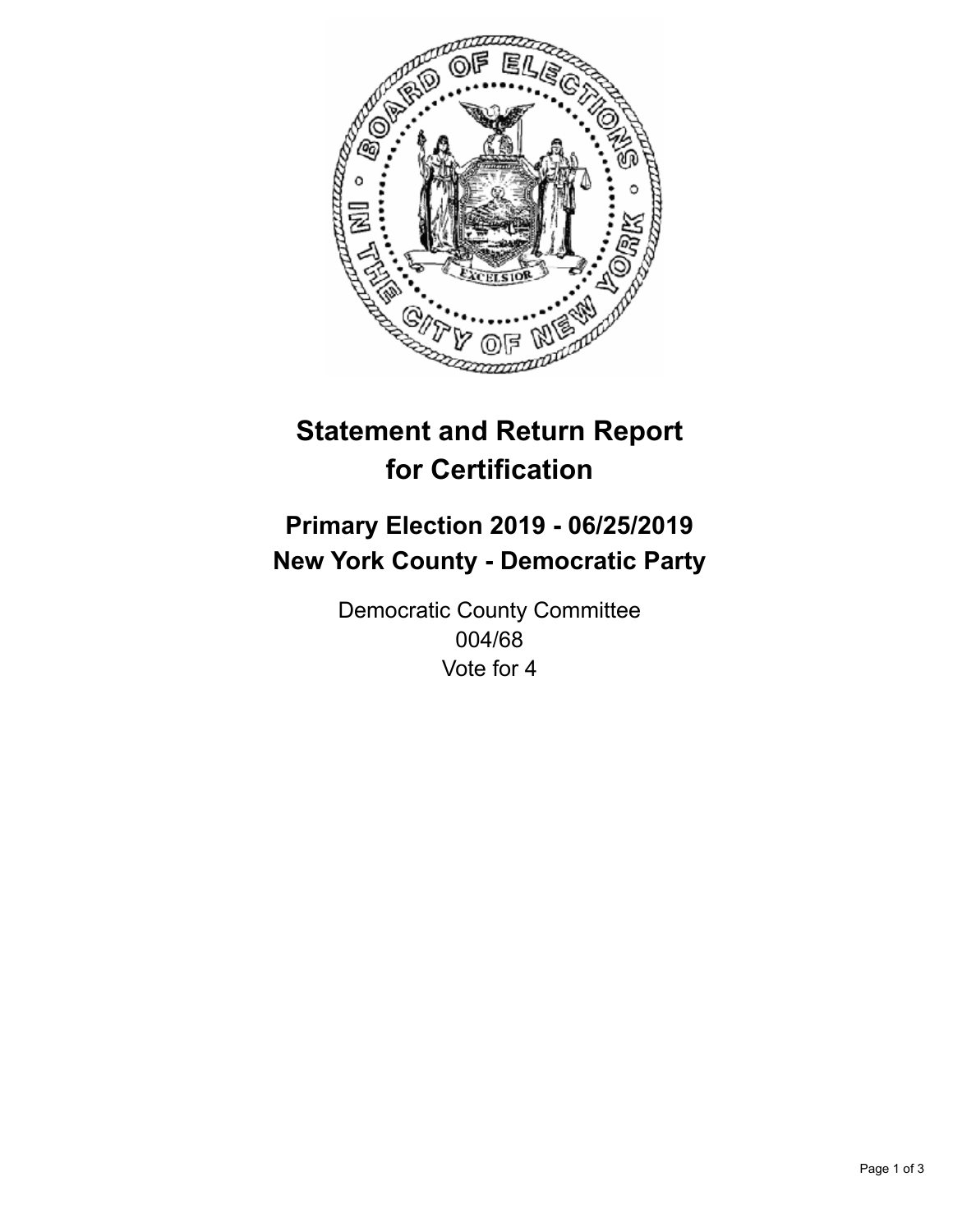# Statement and Return Report for Certification

## Primary Election 2019 - 06/25/2019
## New York County - Democratic Party

Democratic County Committee
004/68
Vote for 4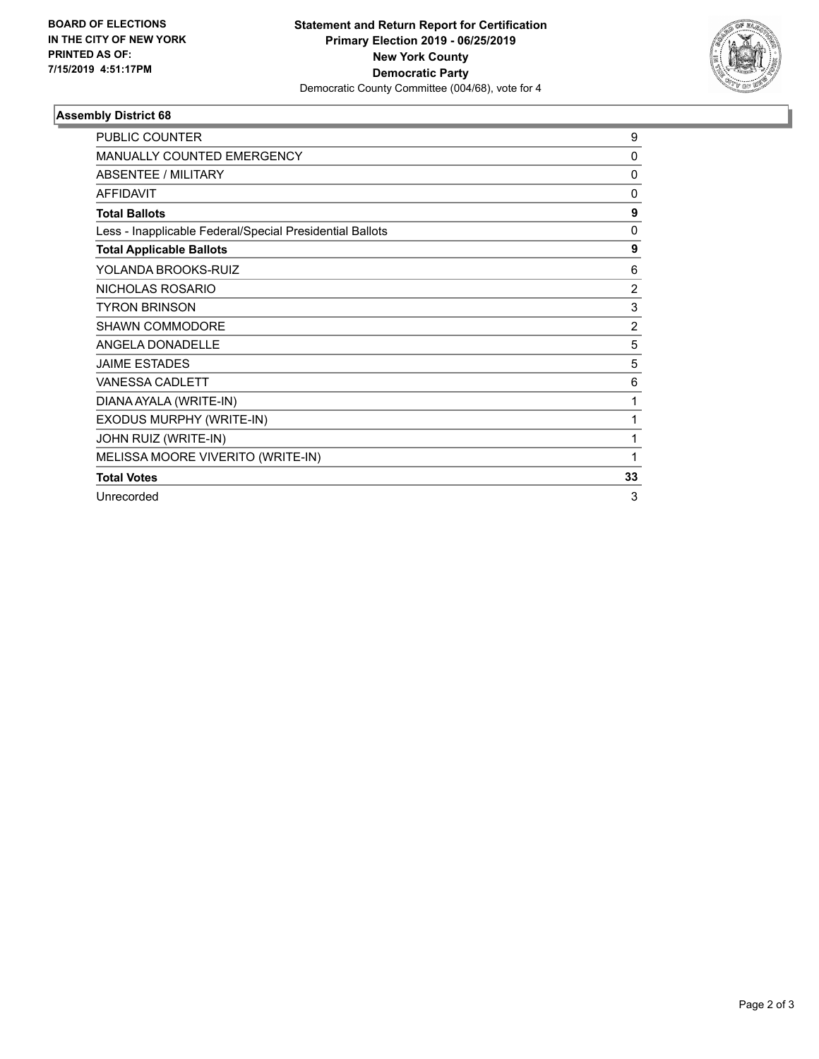**BOARD OF ELECTIONS IN THE CITY OF NEW YORK PRINTED AS OF: 7/15/2019 4:51:17PM**

**Statement and Return Report for Certification**
**Primary Election 2019 - 06/25/2019**
**New York County**
**Democratic Party**
Democratic County Committee (004/68), vote for 4

### Assembly District 68

| | |
|---|---|
| PUBLIC COUNTER | 9 |
| MANUALLY COUNTED EMERGENCY | 0 |
| ABSENTEE / MILITARY | 0 |
| AFFIDAVIT | 0 |
| **Total Ballots** | **9** |
| Less - Inapplicable Federal/Special Presidential Ballots | 0 |
| **Total Applicable Ballots** | **9** |
| YOLANDA BROOKS-RUIZ | 6 |
| NICHOLAS ROSARIO | 2 |
| TYRON BRINSON | 3 |
| SHAWN COMMODORE | 2 |
| ANGELA DONADELLE | 5 |
| JAIME ESTADES | 5 |
| VANESSA CADLETT | 6 |
| DIANA AYALA (WRITE-IN) | 1 |
| EXODUS MURPHY (WRITE-IN) | 1 |
| JOHN RUIZ (WRITE-IN) | 1 |
| MELISSA MOORE VIVERITO (WRITE-IN) | 1 |
| **Total Votes** | **33** |
| Unrecorded | 3 |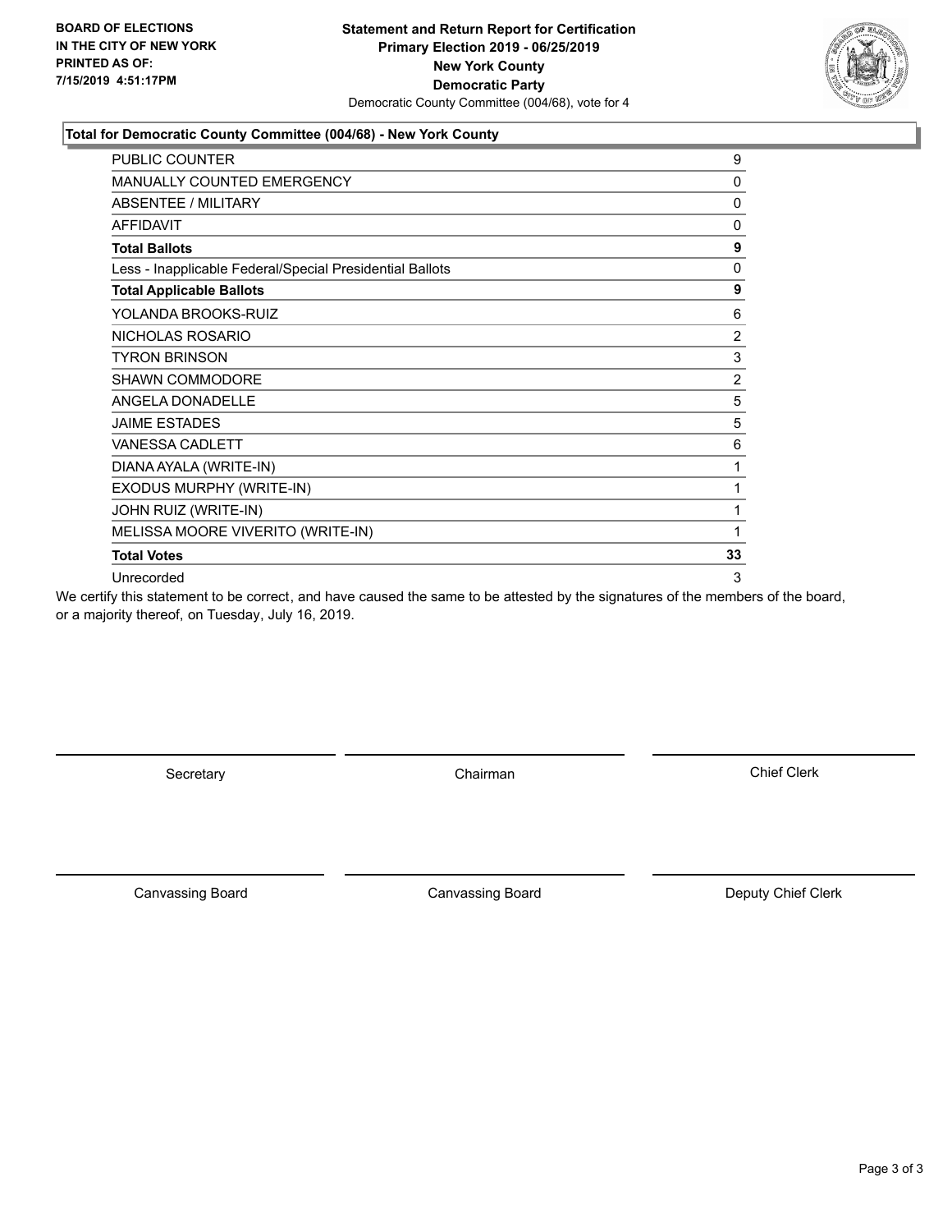**BOARD OF ELECTIONS IN THE CITY OF NEW YORK PRINTED AS OF: 7/15/2019 4:51:17PM**

**Statement and Return Report for Certification**
**Primary Election 2019 - 06/25/2019**
**New York County**
**Democratic Party**
Democratic County Committee (004/68), vote for 4

### Total for Democratic County Committee (004/68) - New York County

| | |
|---|---|
| PUBLIC COUNTER | 9 |
| MANUALLY COUNTED EMERGENCY | 0 |
| ABSENTEE / MILITARY | 0 |
| AFFIDAVIT | 0 |
| **Total Ballots** | **9** |
| Less - Inapplicable Federal/Special Presidential Ballots | 0 |
| **Total Applicable Ballots** | **9** |
| YOLANDA BROOKS-RUIZ | 6 |
| NICHOLAS ROSARIO | 2 |
| TYRON BRINSON | 3 |
| SHAWN COMMODORE | 2 |
| ANGELA DONADELLE | 5 |
| JAIME ESTADES | 5 |
| VANESSA CADLETT | 6 |
| DIANA AYALA (WRITE-IN) | 1 |
| EXODUS MURPHY (WRITE-IN) | 1 |
| JOHN RUIZ (WRITE-IN) | 1 |
| MELISSA MOORE VIVERITO (WRITE-IN) | 1 |
| **Total Votes** | **33** |
| Unrecorded | 3 |

We certify this statement to be correct, and have caused the same to be attested by the signatures of the members of the board, or a majority thereof, on Tuesday, July 16, 2019.

Secretary | Chairman | Chief Clerk

Canvassing Board | Canvassing Board | Deputy Chief Clerk